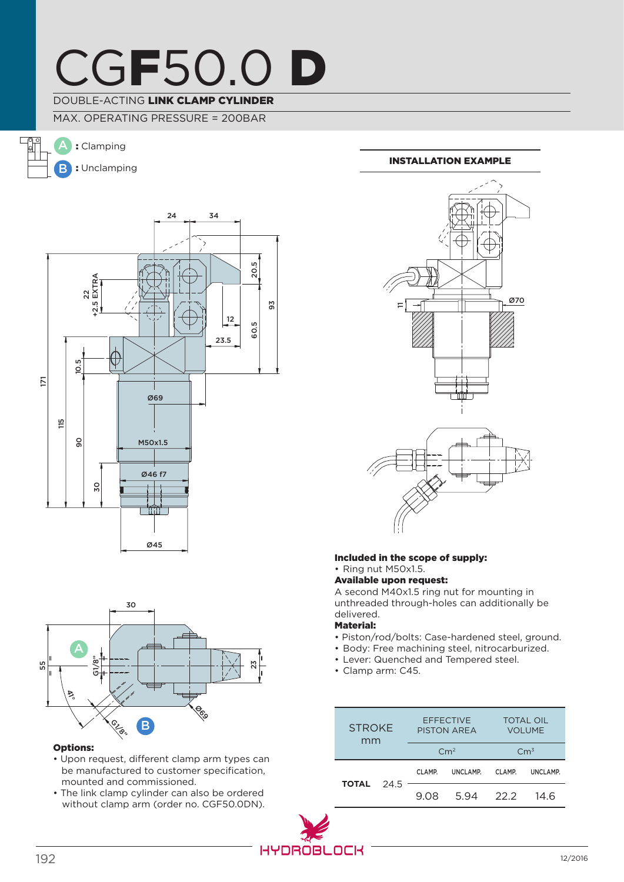# CGF50.0 D

DOUBLE-ACTING **LINK CLAMP CYLINDER**

MAX. OPERATING PRESSURE = 200BAR

A **:** Clamping

B **:** Unclamping

**INSTALLATION EXAMPLE**

**Options:**

- Upon request, different clamp arm types can be manufactured to customer specification, mounted and commissioned.
- The link clamp cylinder can also be ordered without clamp arm (order no. CGF50.0DN).

**Included in the scope of supply:**

- Ring nut M50x1.5.

**Available upon request:**

A second M40x1.5 ring nut for mounting in unthreaded through-holes can additionally be delivered.

**Material:**

- Piston/rod/bolts: Case-hardened steel, ground.
- Body: Free machining steel, nitrocarburized.
- Lever: Quenched and Tempered steel.
- Clamp arm: C45.

| STROKE mm | | EFFECTIVE PISTON AREA | | TOTAL OIL VOLUME | |
|---|---|---|---|---|---|
| | | Cm² | | Cm³ | |
| | | CLAMP. | UNCLAMP. | CLAMP. | UNCLAMP. |
| **TOTAL** | 24.5 | 9.08 | 5.94 | 22.2 | 14.6 |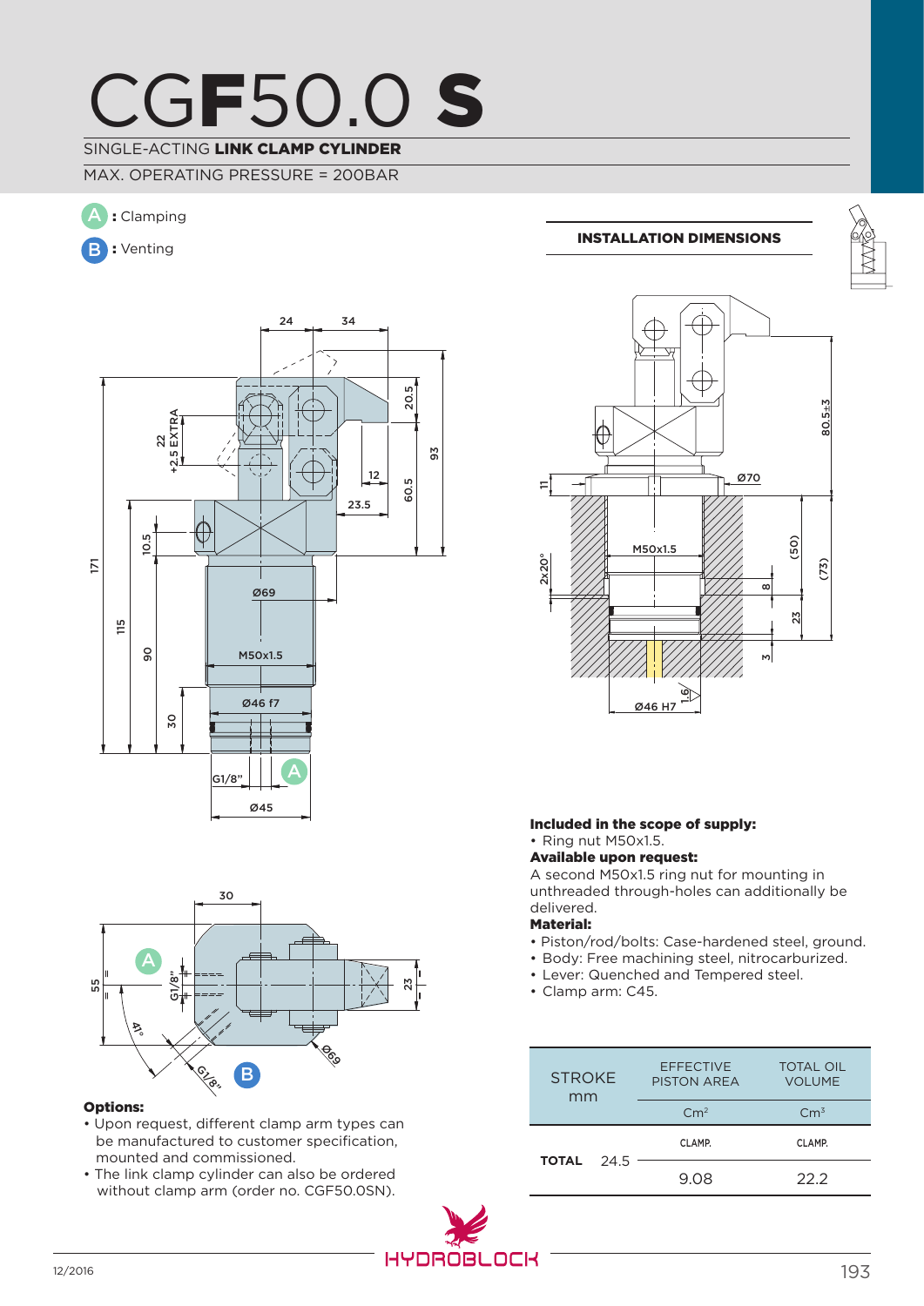# CGF50.0 S

SINGLE-ACTING **LINK CLAMP CYLINDER**

MAX. OPERATING PRESSURE = 200BAR

A : Clamping

B : Venting

**INSTALLATION DIMENSIONS**

24
34
20.5
22
+2.5 EXTRA
93
12
23.5
60.5
171
10.5
115
Ø69
90
M50x1.5
Ø46 f7
30
G1/8"
A
Ø45

11
Ø70
80.5±3
2x20°
M50x1.5
(50)
(73)
8
23
3
1.6
Ø46 H7

30
A
55
G1/8"
23
41°
G1/8"
B
Ø69

**Options:**

- Upon request, different clamp arm types can be manufactured to customer specification, mounted and commissioned.
- The link clamp cylinder can also be ordered without clamp arm (order no. CGF50.0SN).

**Included in the scope of supply:**

- Ring nut M50x1.5.

**Available upon request:**

A second M50x1.5 ring nut for mounting in unthreaded through-holes can additionally be delivered.

**Material:**

- Piston/rod/bolts: Case-hardened steel, ground.
- Body: Free machining steel, nitrocarburized.
- Lever: Quenched and Tempered steel.
- Clamp arm: C45.

| STROKE mm | | EFFECTIVE PISTON AREA | TOTAL OIL VOLUME |
|---|---|---|---|
| | | $Cm^2$ | $Cm^3$ |
| | | CLAMP. | CLAMP. |
| **TOTAL** | 24.5 | 9.08 | 22.2 |

HYDROBLOCK

12/2016